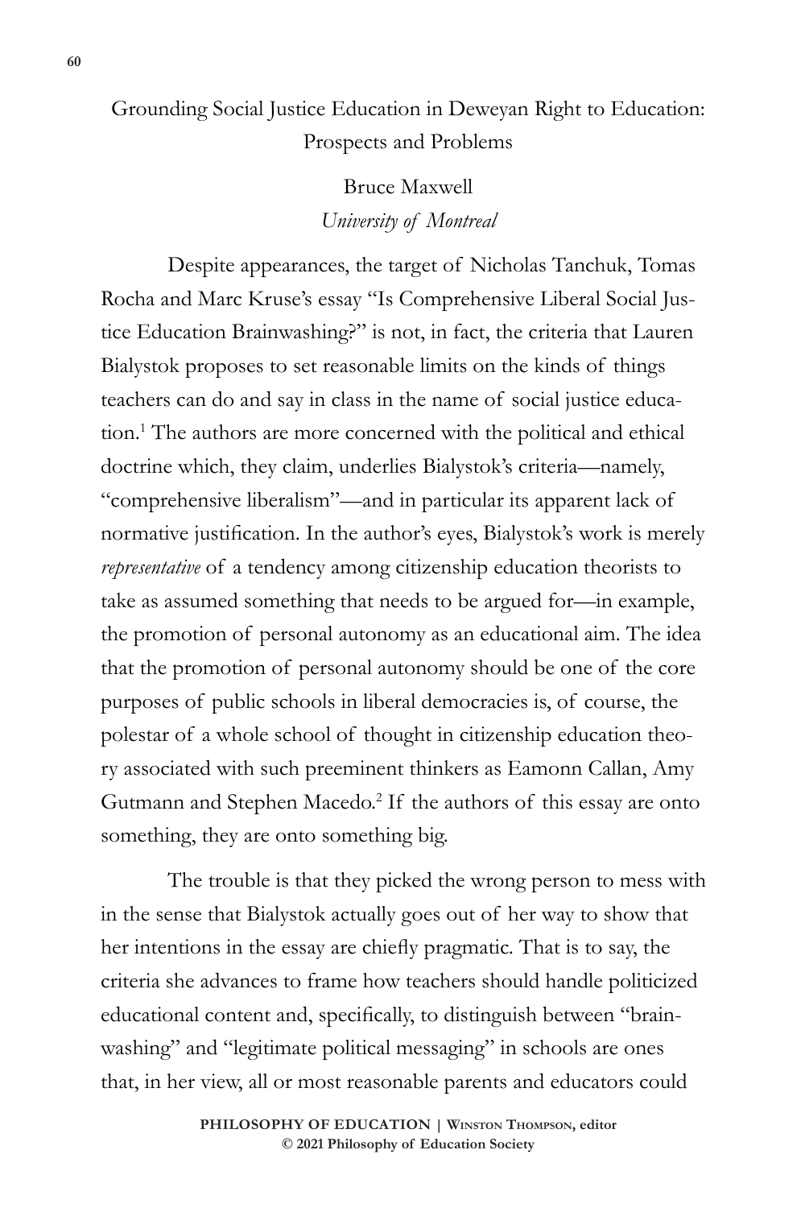# Grounding Social Justice Education in Deweyan Right to Education: Prospects and Problems

Bruce Maxwell
*University of Montreal*

Despite appearances, the target of Nicholas Tanchuk, Tomas Rocha and Marc Kruse's essay "Is Comprehensive Liberal Social Justice Education Brainwashing?" is not, in fact, the criteria that Lauren Bialystok proposes to set reasonable limits on the kinds of things teachers can do and say in class in the name of social justice education.[1] The authors are more concerned with the political and ethical doctrine which, they claim, underlies Bialystok's criteria—namely, "comprehensive liberalism"—and in particular its apparent lack of normative justification. In the author's eyes, Bialystok's work is merely *representative* of a tendency among citizenship education theorists to take as assumed something that needs to be argued for—in example, the promotion of personal autonomy as an educational aim. The idea that the promotion of personal autonomy should be one of the core purposes of public schools in liberal democracies is, of course, the polestar of a whole school of thought in citizenship education theory associated with such preeminent thinkers as Eamonn Callan, Amy Gutmann and Stephen Macedo.[2] If the authors of this essay are onto something, they are onto something big.

The trouble is that they picked the wrong person to mess with in the sense that Bialystok actually goes out of her way to show that her intentions in the essay are chiefly pragmatic. That is to say, the criteria she advances to frame how teachers should handle politicized educational content and, specifically, to distinguish between "brainwashing" and "legitimate political messaging" in schools are ones that, in her view, all or most reasonable parents and educators could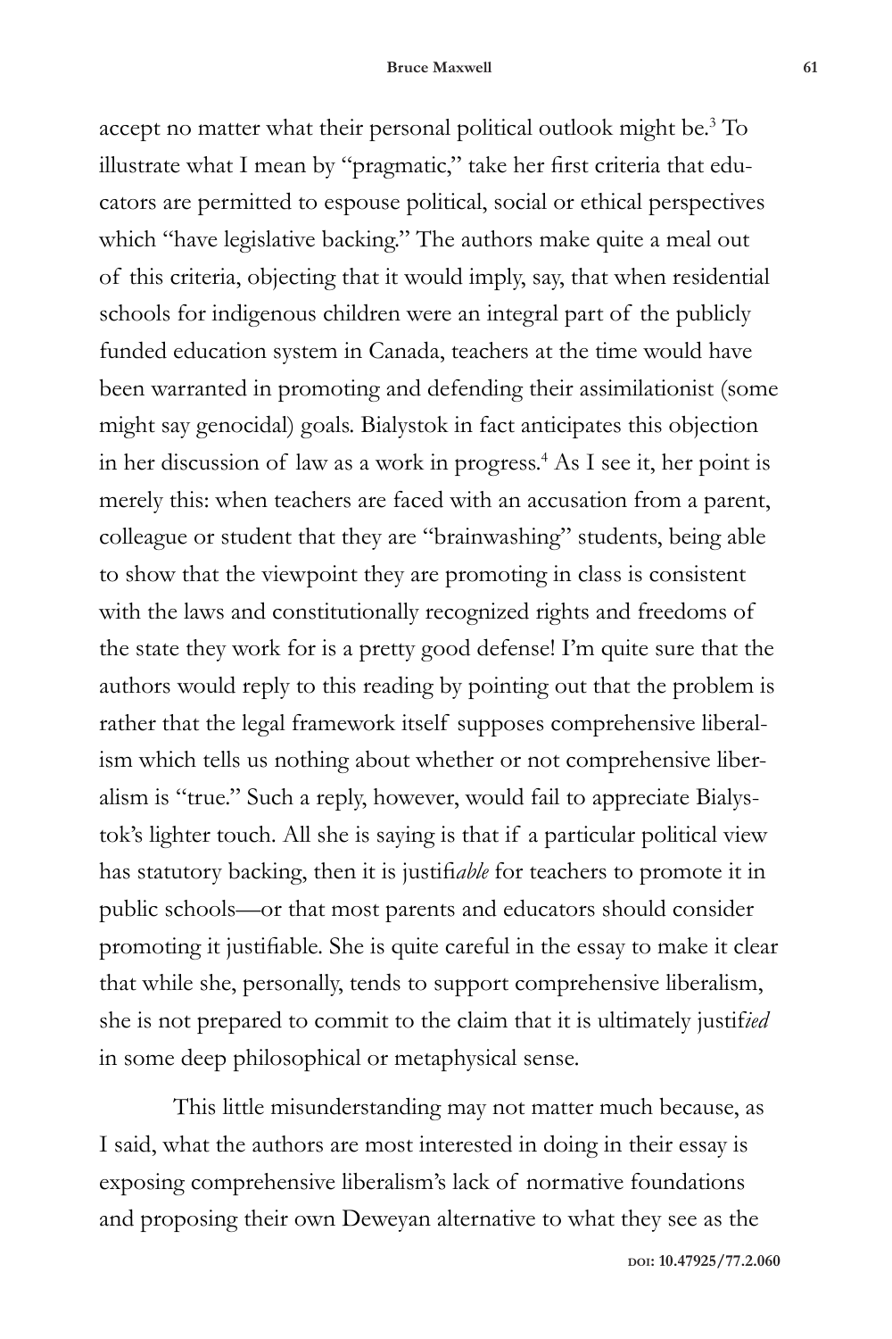accept no matter what their personal political outlook might be.[3] To illustrate what I mean by "pragmatic," take her first criteria that educators are permitted to espouse political, social or ethical perspectives which "have legislative backing." The authors make quite a meal out of this criteria, objecting that it would imply, say, that when residential schools for indigenous children were an integral part of the publicly funded education system in Canada, teachers at the time would have been warranted in promoting and defending their assimilationist (some might say genocidal) goals. Bialystok in fact anticipates this objection in her discussion of law as a work in progress.[4] As I see it, her point is merely this: when teachers are faced with an accusation from a parent, colleague or student that they are "brainwashing" students, being able to show that the viewpoint they are promoting in class is consistent with the laws and constitutionally recognized rights and freedoms of the state they work for is a pretty good defense! I'm quite sure that the authors would reply to this reading by pointing out that the problem is rather that the legal framework itself supposes comprehensive liberalism which tells us nothing about whether or not comprehensive liberalism is "true." Such a reply, however, would fail to appreciate Bialystok's lighter touch. All she is saying is that if a particular political view has statutory backing, then it is justifi*able* for teachers to promote it in public schools—or that most parents and educators should consider promoting it justifiable. She is quite careful in the essay to make it clear that while she, personally, tends to support comprehensive liberalism, she is not prepared to commit to the claim that it is ultimately justif*ied* in some deep philosophical or metaphysical sense.

This little misunderstanding may not matter much because, as I said, what the authors are most interested in doing in their essay is exposing comprehensive liberalism's lack of normative foundations and proposing their own Deweyan alternative to what they see as the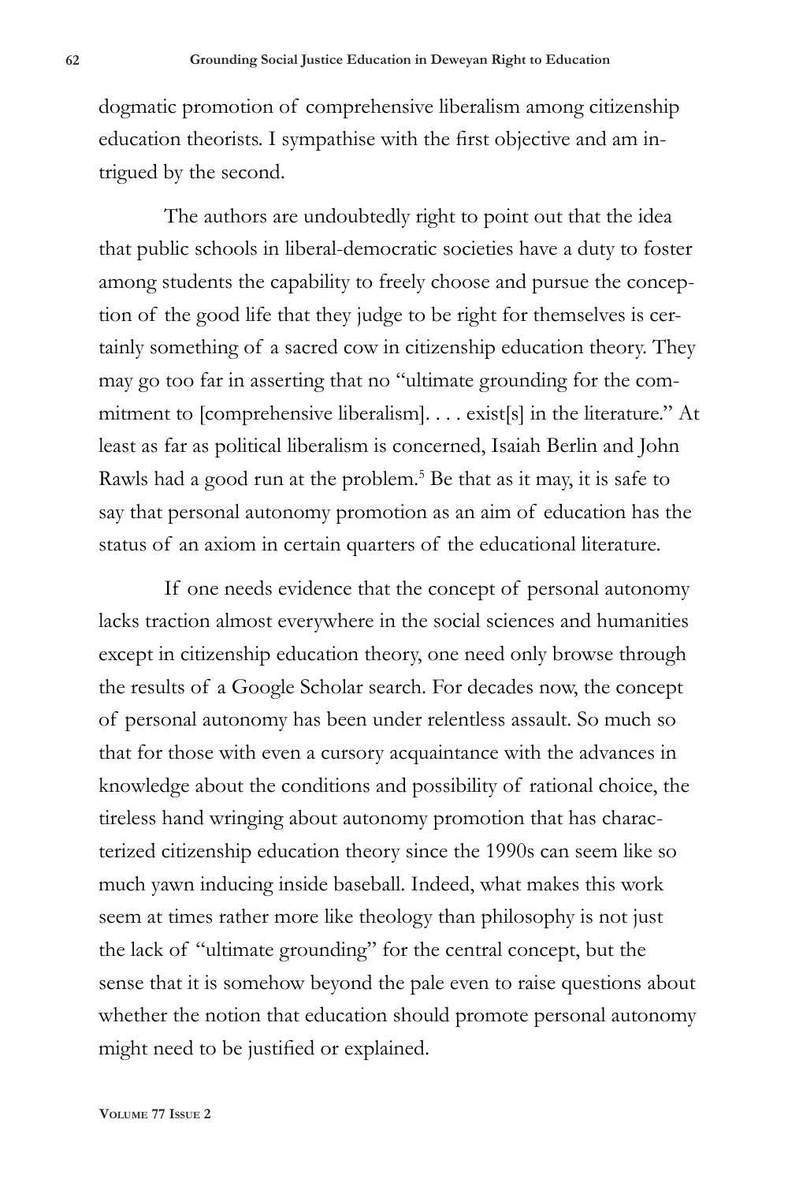dogmatic promotion of comprehensive liberalism among citizenship education theorists. I sympathise with the first objective and am intrigued by the second.

The authors are undoubtedly right to point out that the idea that public schools in liberal-democratic societies have a duty to foster among students the capability to freely choose and pursue the conception of the good life that they judge to be right for themselves is certainly something of a sacred cow in citizenship education theory. They may go too far in asserting that no "ultimate grounding for the commitment to [comprehensive liberalism]. . . . exist[s] in the literature." At least as far as political liberalism is concerned, Isaiah Berlin and John Rawls had a good run at the problem.[5] Be that as it may, it is safe to say that personal autonomy promotion as an aim of education has the status of an axiom in certain quarters of the educational literature.

If one needs evidence that the concept of personal autonomy lacks traction almost everywhere in the social sciences and humanities except in citizenship education theory, one need only browse through the results of a Google Scholar search. For decades now, the concept of personal autonomy has been under relentless assault. So much so that for those with even a cursory acquaintance with the advances in knowledge about the conditions and possibility of rational choice, the tireless hand wringing about autonomy promotion that has characterized citizenship education theory since the 1990s can seem like so much yawn inducing inside baseball. Indeed, what makes this work seem at times rather more like theology than philosophy is not just the lack of "ultimate grounding" for the central concept, but the sense that it is somehow beyond the pale even to raise questions about whether the notion that education should promote personal autonomy might need to be justified or explained.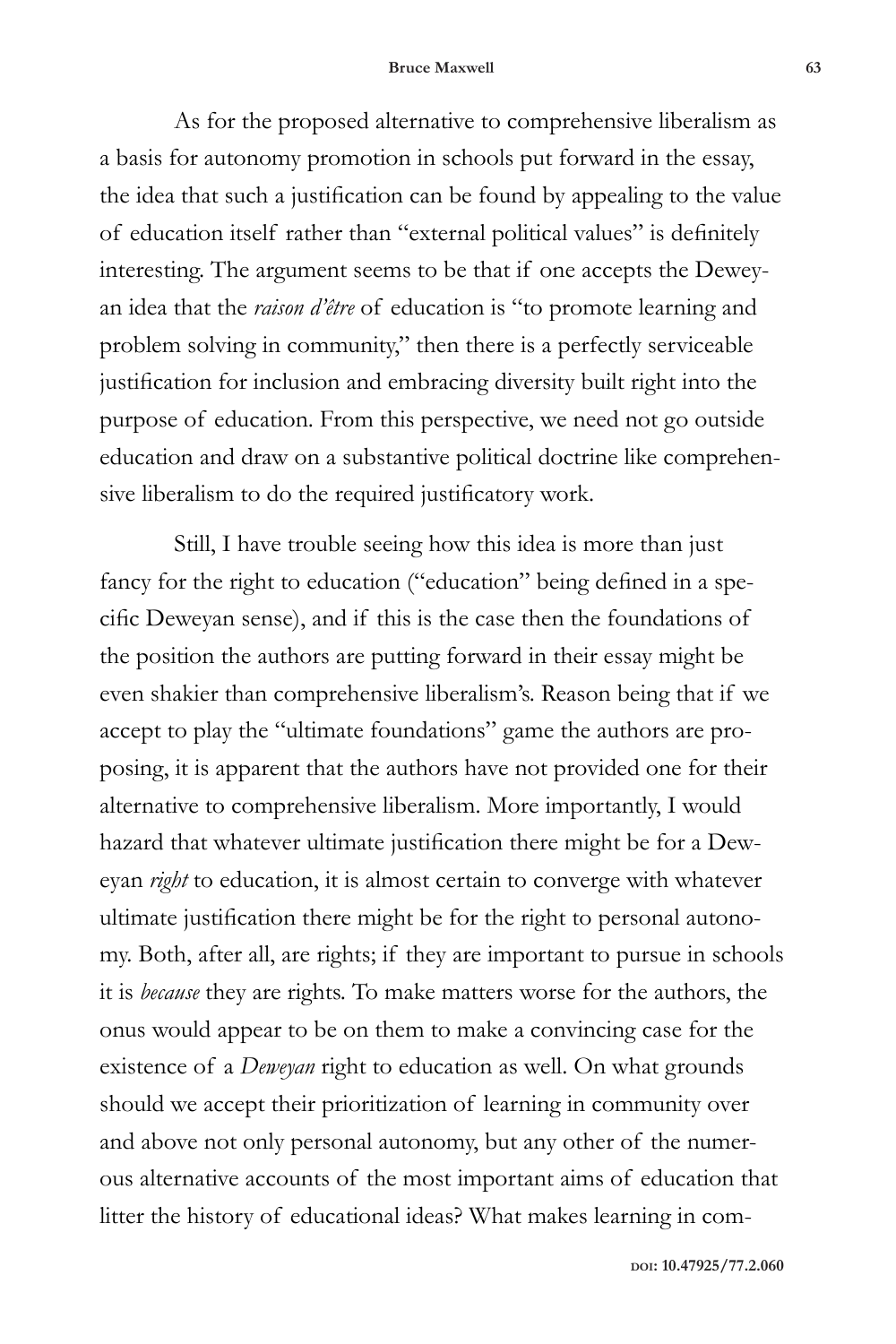As for the proposed alternative to comprehensive liberalism as a basis for autonomy promotion in schools put forward in the essay, the idea that such a justification can be found by appealing to the value of education itself rather than "external political values" is definitely interesting. The argument seems to be that if one accepts the Deweyan idea that the *raison d'être* of education is "to promote learning and problem solving in community," then there is a perfectly serviceable justification for inclusion and embracing diversity built right into the purpose of education. From this perspective, we need not go outside education and draw on a substantive political doctrine like comprehensive liberalism to do the required justificatory work.

Still, I have trouble seeing how this idea is more than just fancy for the right to education ("education" being defined in a specific Deweyan sense), and if this is the case then the foundations of the position the authors are putting forward in their essay might be even shakier than comprehensive liberalism's. Reason being that if we accept to play the "ultimate foundations" game the authors are proposing, it is apparent that the authors have not provided one for their alternative to comprehensive liberalism. More importantly, I would hazard that whatever ultimate justification there might be for a Deweyan *right* to education, it is almost certain to converge with whatever ultimate justification there might be for the right to personal autonomy. Both, after all, are rights; if they are important to pursue in schools it is *because* they are rights. To make matters worse for the authors, the onus would appear to be on them to make a convincing case for the existence of a *Deweyan* right to education as well. On what grounds should we accept their prioritization of learning in community over and above not only personal autonomy, but any other of the numerous alternative accounts of the most important aims of education that litter the history of educational ideas? What makes learning in com-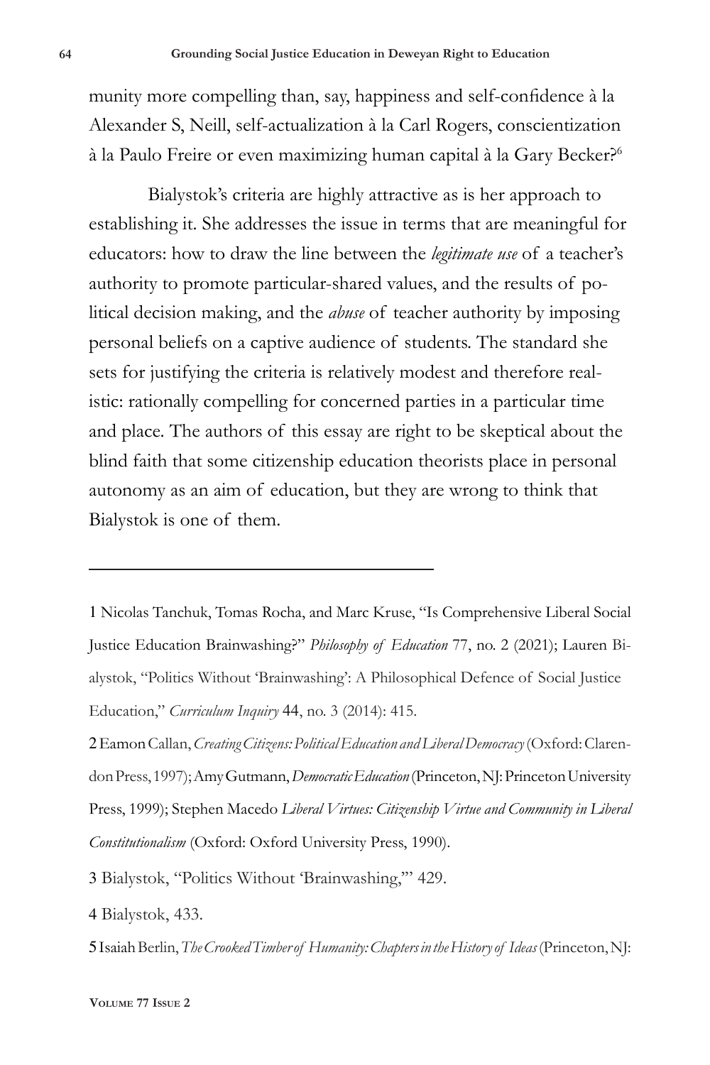munity more compelling than, say, happiness and self-confidence à la Alexander S, Neill, self-actualization à la Carl Rogers, conscientization à la Paulo Freire or even maximizing human capital à la Gary Becker?[6]

Bialystok's criteria are highly attractive as is her approach to establishing it. She addresses the issue in terms that are meaningful for educators: how to draw the line between the *legitimate use* of a teacher's authority to promote particular-shared values, and the results of political decision making, and the *abuse* of teacher authority by imposing personal beliefs on a captive audience of students. The standard she sets for justifying the criteria is relatively modest and therefore realistic: rationally compelling for concerned parties in a particular time and place. The authors of this essay are right to be skeptical about the blind faith that some citizenship education theorists place in personal autonomy as an aim of education, but they are wrong to think that Bialystok is one of them.

---

1 Nicolas Tanchuk, Tomas Rocha, and Marc Kruse, "Is Comprehensive Liberal Social Justice Education Brainwashing?" *Philosophy of Education* 77, no. 2 (2021); Lauren Bialystok, "Politics Without 'Brainwashing': A Philosophical Defence of Social Justice Education," *Curriculum Inquiry* 44, no. 3 (2014): 415.

2 Eamon Callan, *Creating Citizens: Political Education and Liberal Democracy* (Oxford: Clarendon Press, 1997); Amy Gutmann, *Democratic Education* (Princeton, NJ: Princeton University Press, 1999); Stephen Macedo *Liberal Virtues: Citizenship Virtue and Community in Liberal Constitutionalism* (Oxford: Oxford University Press, 1990).

3 Bialystok, "Politics Without 'Brainwashing,'" 429.

4 Bialystok, 433.

5 Isaiah Berlin, *The Crooked Timber of Humanity: Chapters in the History of Ideas* (Princeton, NJ: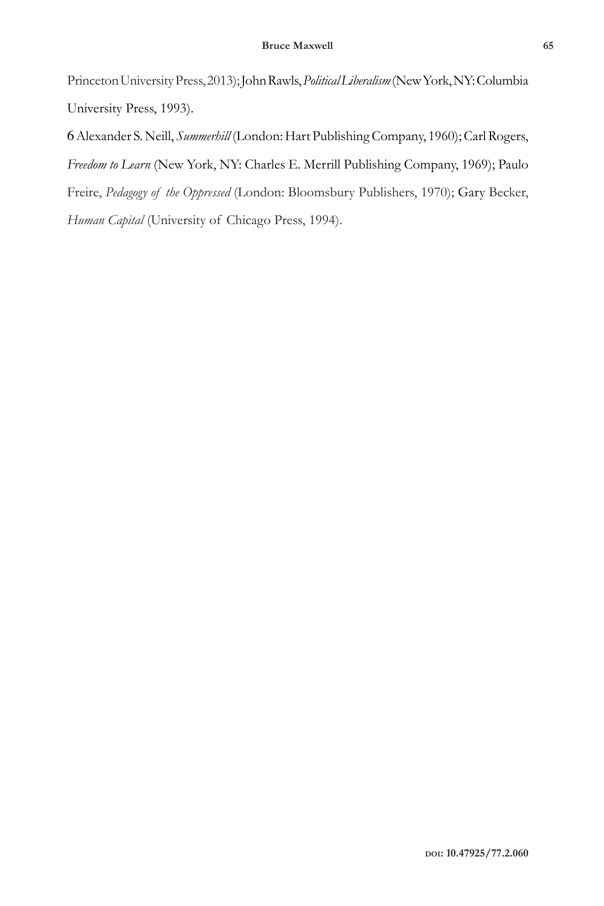Princeton University Press, 2013); John Rawls, *Political Liberalism* (New York, NY: Columbia University Press, 1993).

6 Alexander S. Neill, *Summerhill* (London: Hart Publishing Company, 1960); Carl Rogers, *Freedom to Learn* (New York, NY: Charles E. Merrill Publishing Company, 1969); Paulo Freire, *Pedagogy of the Oppressed* (London: Bloomsbury Publishers, 1970); Gary Becker, *Human Capital* (University of Chicago Press, 1994).